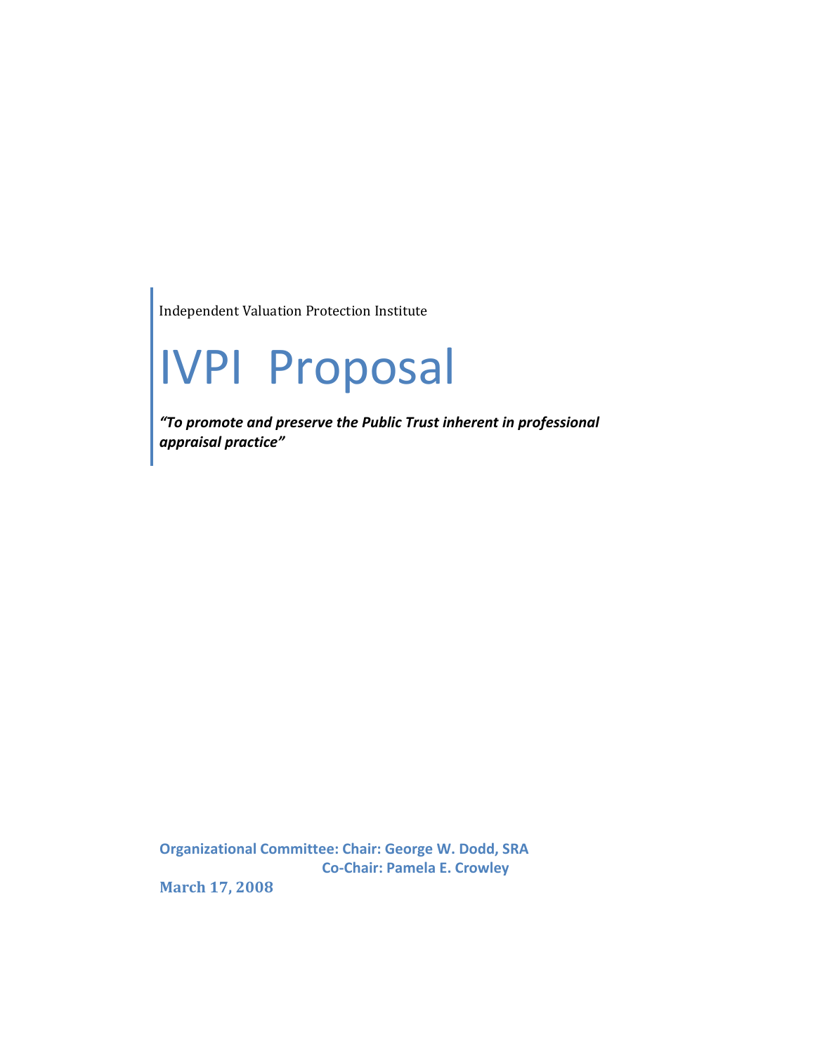Independent Valuation Protection Institute

# IVPI Proposal

***"To promote and preserve the Public Trust inherent in professional appraisal practice"***

**Organizational Committee: Chair: George W. Dodd, SRA**
**Co-Chair: Pamela E. Crowley**

**March 17, 2008**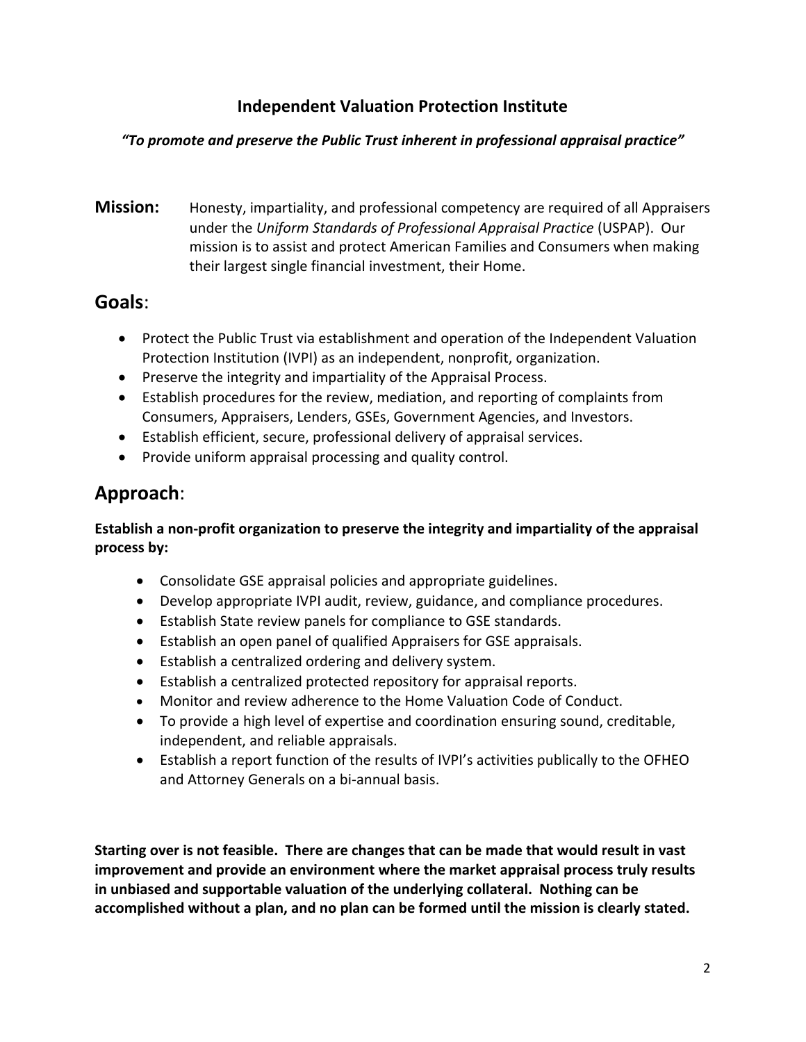## Independent Valuation Protection Institute

***"To promote and preserve the Public Trust inherent in professional appraisal practice"***

**Mission:** Honesty, impartiality, and professional competency are required of all Appraisers under the *Uniform Standards of Professional Appraisal Practice* (USPAP). Our mission is to assist and protect American Families and Consumers when making their largest single financial investment, their Home.

## **Goals**:

- Protect the Public Trust via establishment and operation of the Independent Valuation Protection Institution (IVPI) as an independent, nonprofit, organization.
- Preserve the integrity and impartiality of the Appraisal Process.
- Establish procedures for the review, mediation, and reporting of complaints from Consumers, Appraisers, Lenders, GSEs, Government Agencies, and Investors.
- Establish efficient, secure, professional delivery of appraisal services.
- Provide uniform appraisal processing and quality control.

## **Approach**:

**Establish a non-profit organization to preserve the integrity and impartiality of the appraisal process by:**

- Consolidate GSE appraisal policies and appropriate guidelines.
- Develop appropriate IVPI audit, review, guidance, and compliance procedures.
- Establish State review panels for compliance to GSE standards.
- Establish an open panel of qualified Appraisers for GSE appraisals.
- Establish a centralized ordering and delivery system.
- Establish a centralized protected repository for appraisal reports.
- Monitor and review adherence to the Home Valuation Code of Conduct.
- To provide a high level of expertise and coordination ensuring sound, creditable, independent, and reliable appraisals.
- Establish a report function of the results of IVPI's activities publically to the OFHEO and Attorney Generals on a bi-annual basis.

**Starting over is not feasible. There are changes that can be made that would result in vast improvement and provide an environment where the market appraisal process truly results in unbiased and supportable valuation of the underlying collateral. Nothing can be accomplished without a plan, and no plan can be formed until the mission is clearly stated.**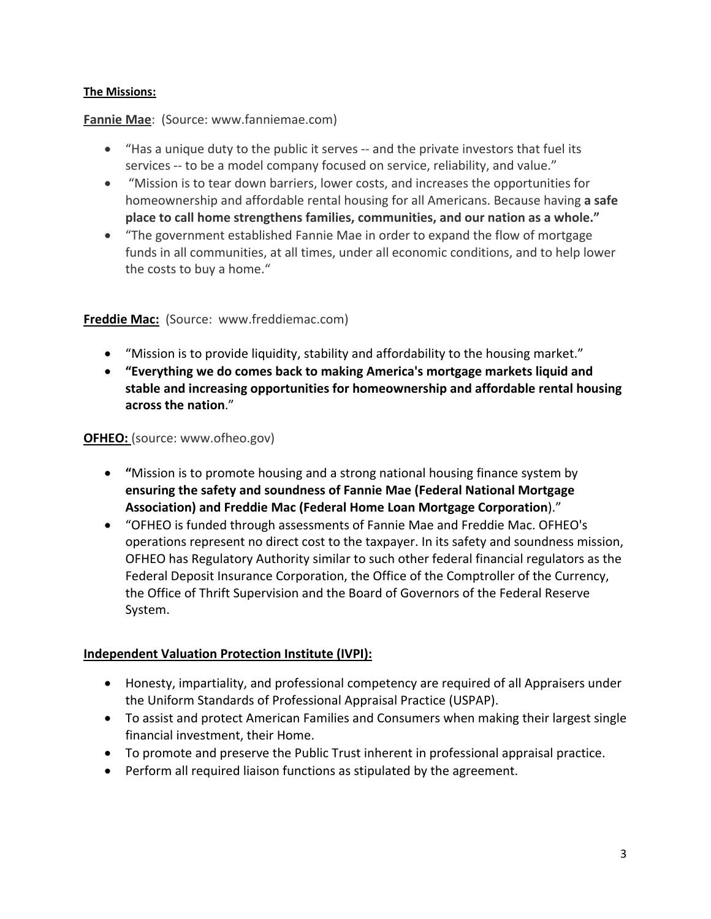**The Missions:**

**Fannie Mae**: (Source: www.fanniemae.com)

- "Has a unique duty to the public it serves -- and the private investors that fuel its services -- to be a model company focused on service, reliability, and value."
- "Mission is to tear down barriers, lower costs, and increases the opportunities for homeownership and affordable rental housing for all Americans. Because having **a safe place to call home strengthens families, communities, and our nation as a whole."**
- "The government established Fannie Mae in order to expand the flow of mortgage funds in all communities, at all times, under all economic conditions, and to help lower the costs to buy a home."

**Freddie Mac:** (Source: www.freddiemac.com)

- "Mission is to provide liquidity, stability and affordability to the housing market."
- **"Everything we do comes back to making America's mortgage markets liquid and stable and increasing opportunities for homeownership and affordable rental housing across the nation**."

**OFHEO:** (source: www.ofheo.gov)

- **"**Mission is to promote housing and a strong national housing finance system by **ensuring the safety and soundness of Fannie Mae (Federal National Mortgage Association) and Freddie Mac (Federal Home Loan Mortgage Corporation**)."
- "OFHEO is funded through assessments of Fannie Mae and Freddie Mac. OFHEO's operations represent no direct cost to the taxpayer. In its safety and soundness mission, OFHEO has Regulatory Authority similar to such other federal financial regulators as the Federal Deposit Insurance Corporation, the Office of the Comptroller of the Currency, the Office of Thrift Supervision and the Board of Governors of the Federal Reserve System.

**Independent Valuation Protection Institute (IVPI):**

- Honesty, impartiality, and professional competency are required of all Appraisers under the Uniform Standards of Professional Appraisal Practice (USPAP).
- To assist and protect American Families and Consumers when making their largest single financial investment, their Home.
- To promote and preserve the Public Trust inherent in professional appraisal practice.
- Perform all required liaison functions as stipulated by the agreement.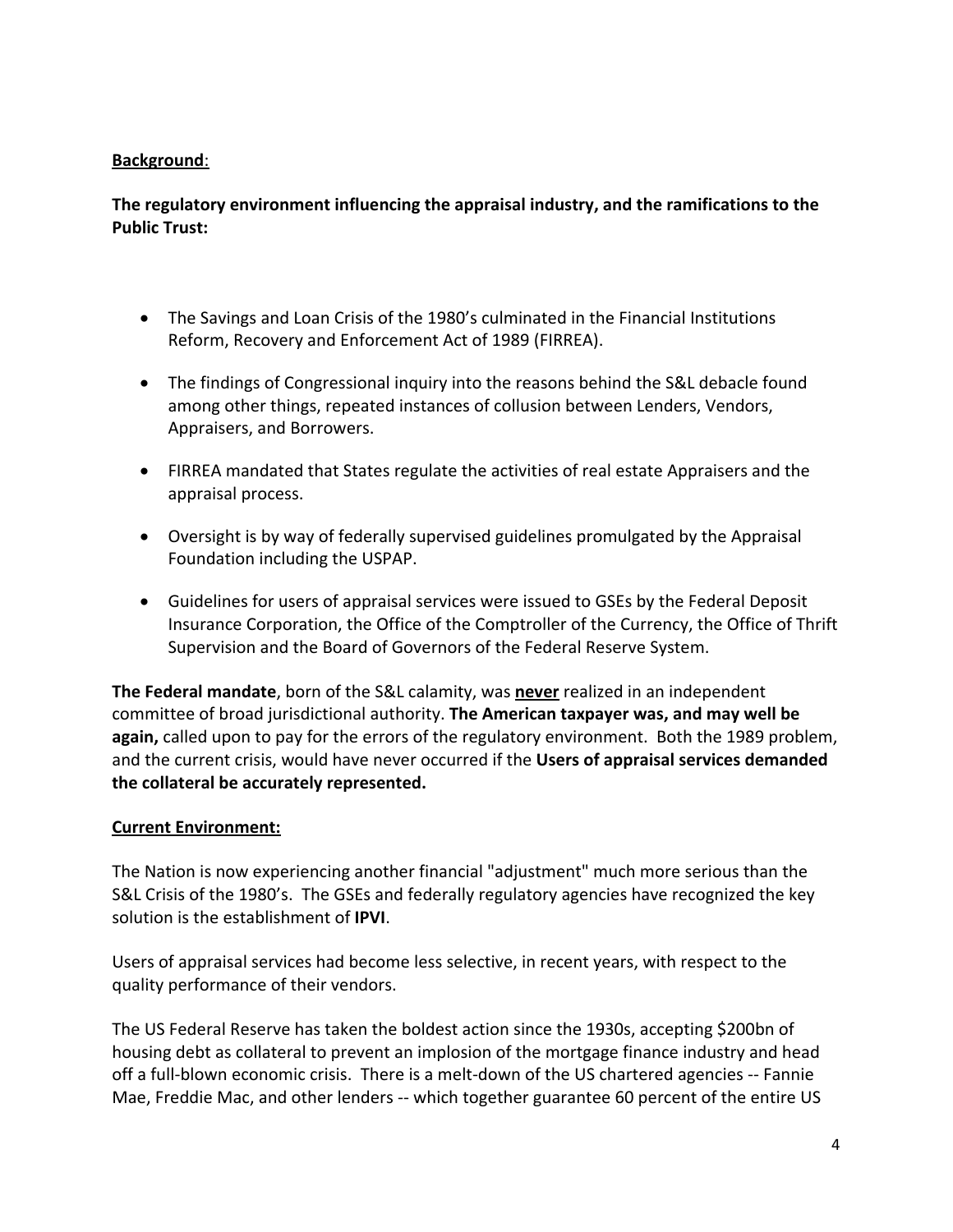**<u>Background</u>**:

**The regulatory environment influencing the appraisal industry, and the ramifications to the Public Trust:**

- The Savings and Loan Crisis of the 1980's culminated in the Financial Institutions Reform, Recovery and Enforcement Act of 1989 (FIRREA).
- The findings of Congressional inquiry into the reasons behind the S&L debacle found among other things, repeated instances of collusion between Lenders, Vendors, Appraisers, and Borrowers.
- FIRREA mandated that States regulate the activities of real estate Appraisers and the appraisal process.
- Oversight is by way of federally supervised guidelines promulgated by the Appraisal Foundation including the USPAP.
- Guidelines for users of appraisal services were issued to GSEs by the Federal Deposit Insurance Corporation, the Office of the Comptroller of the Currency, the Office of Thrift Supervision and the Board of Governors of the Federal Reserve System.

**The Federal mandate**, born of the S&L calamity, was **<u>never</u>** realized in an independent committee of broad jurisdictional authority. **The American taxpayer was, and may well be again,** called upon to pay for the errors of the regulatory environment. Both the 1989 problem, and the current crisis, would have never occurred if the **Users of appraisal services demanded the collateral be accurately represented.**

**<u>Current Environment:</u>**

The Nation is now experiencing another financial "adjustment" much more serious than the S&L Crisis of the 1980's. The GSEs and federally regulatory agencies have recognized the key solution is the establishment of **IPVI**.

Users of appraisal services had become less selective, in recent years, with respect to the quality performance of their vendors.

The US Federal Reserve has taken the boldest action since the 1930s, accepting $200bn of housing debt as collateral to prevent an implosion of the mortgage finance industry and head off a full-blown economic crisis. There is a melt-down of the US chartered agencies -- Fannie Mae, Freddie Mac, and other lenders -- which together guarantee 60 percent of the entire US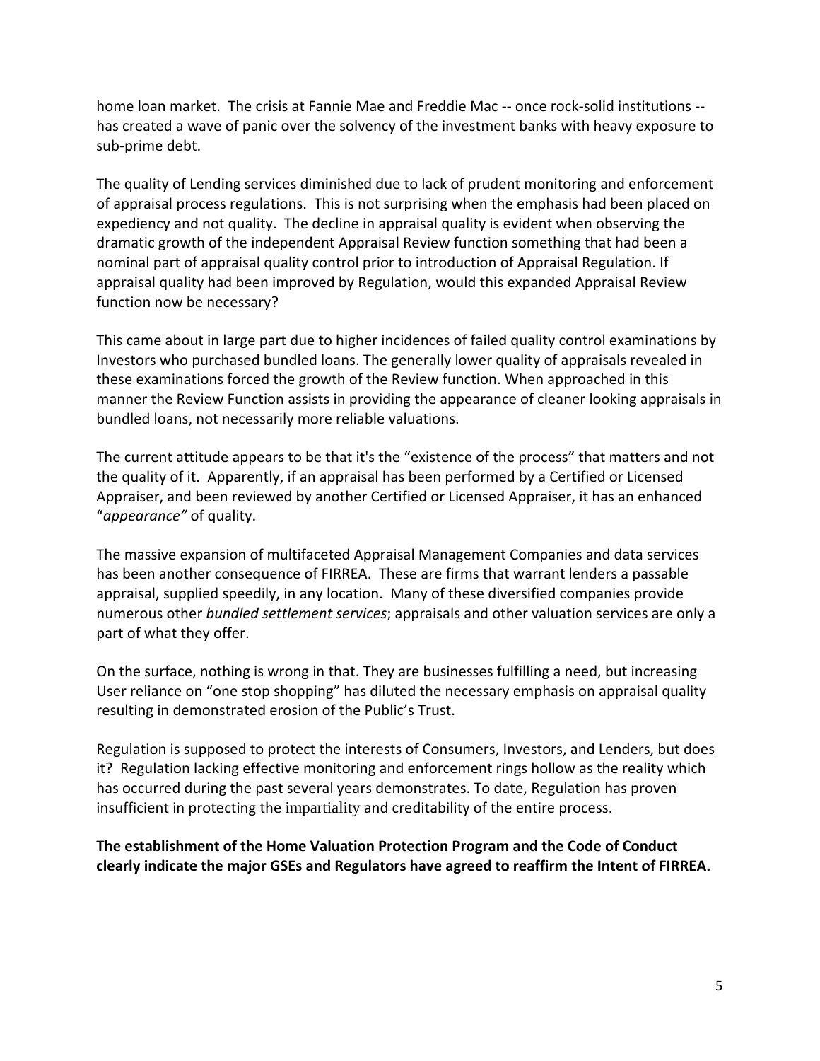home loan market. The crisis at Fannie Mae and Freddie Mac -- once rock-solid institutions -- has created a wave of panic over the solvency of the investment banks with heavy exposure to sub-prime debt.

The quality of Lending services diminished due to lack of prudent monitoring and enforcement of appraisal process regulations. This is not surprising when the emphasis had been placed on expediency and not quality. The decline in appraisal quality is evident when observing the dramatic growth of the independent Appraisal Review function something that had been a nominal part of appraisal quality control prior to introduction of Appraisal Regulation. If appraisal quality had been improved by Regulation, would this expanded Appraisal Review function now be necessary?

This came about in large part due to higher incidences of failed quality control examinations by Investors who purchased bundled loans. The generally lower quality of appraisals revealed in these examinations forced the growth of the Review function. When approached in this manner the Review Function assists in providing the appearance of cleaner looking appraisals in bundled loans, not necessarily more reliable valuations.

The current attitude appears to be that it's the "existence of the process" that matters and not the quality of it. Apparently, if an appraisal has been performed by a Certified or Licensed Appraiser, and been reviewed by another Certified or Licensed Appraiser, it has an enhanced "*appearance"* of quality.

The massive expansion of multifaceted Appraisal Management Companies and data services has been another consequence of FIRREA. These are firms that warrant lenders a passable appraisal, supplied speedily, in any location. Many of these diversified companies provide numerous other *bundled settlement services*; appraisals and other valuation services are only a part of what they offer.

On the surface, nothing is wrong in that. They are businesses fulfilling a need, but increasing User reliance on "one stop shopping" has diluted the necessary emphasis on appraisal quality resulting in demonstrated erosion of the Public's Trust.

Regulation is supposed to protect the interests of Consumers, Investors, and Lenders, but does it? Regulation lacking effective monitoring and enforcement rings hollow as the reality which has occurred during the past several years demonstrates. To date, Regulation has proven insufficient in protecting the impartiality and creditability of the entire process.

**The establishment of the Home Valuation Protection Program and the Code of Conduct clearly indicate the major GSEs and Regulators have agreed to reaffirm the Intent of FIRREA.**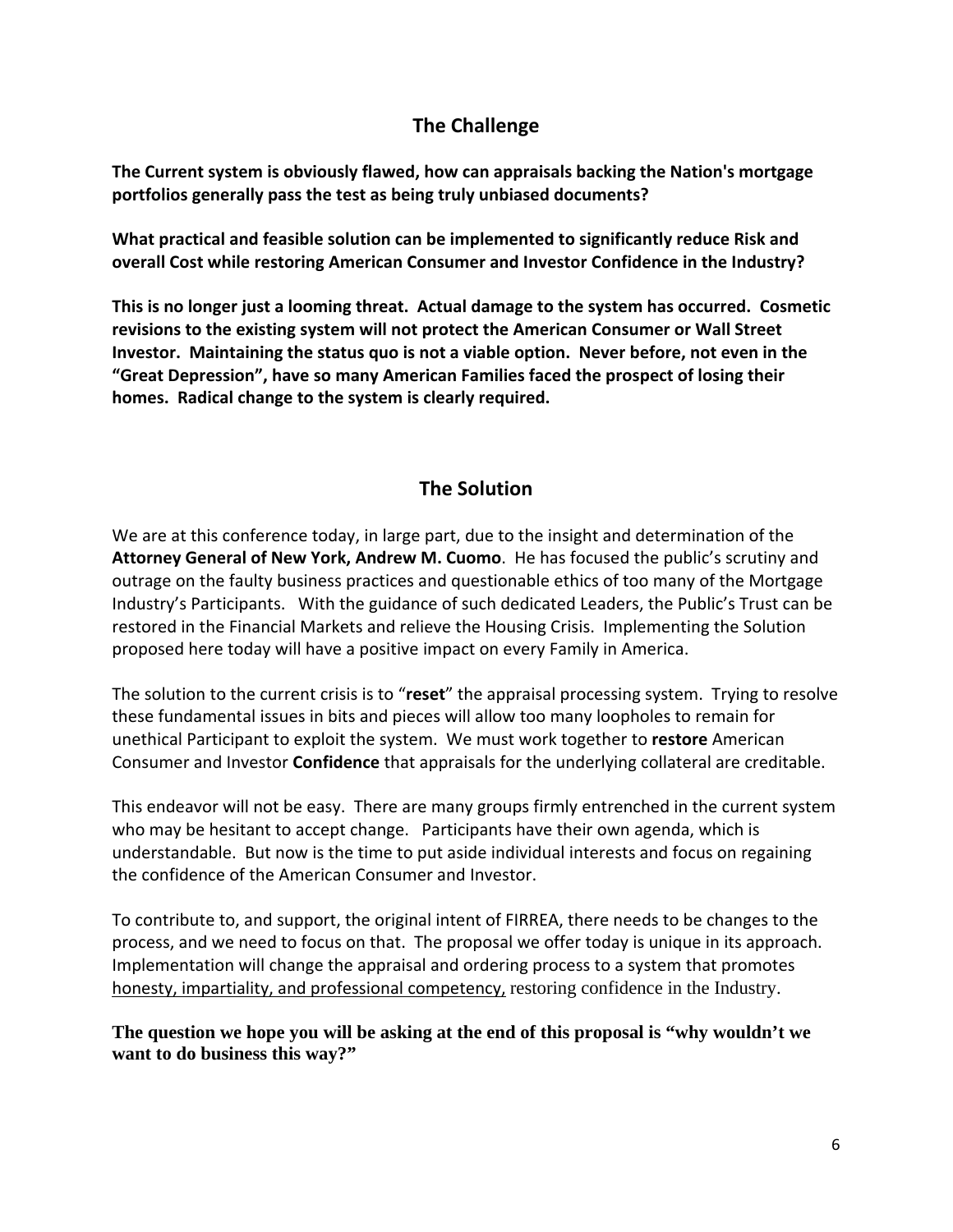## The Challenge

**The Current system is obviously flawed, how can appraisals backing the Nation's mortgage portfolios generally pass the test as being truly unbiased documents?**

**What practical and feasible solution can be implemented to significantly reduce Risk and overall Cost while restoring American Consumer and Investor Confidence in the Industry?**

**This is no longer just a looming threat. Actual damage to the system has occurred. Cosmetic revisions to the existing system will not protect the American Consumer or Wall Street Investor. Maintaining the status quo is not a viable option. Never before, not even in the "Great Depression", have so many American Families faced the prospect of losing their homes. Radical change to the system is clearly required.**

## The Solution

We are at this conference today, in large part, due to the insight and determination of the **Attorney General of New York, Andrew M. Cuomo**. He has focused the public's scrutiny and outrage on the faulty business practices and questionable ethics of too many of the Mortgage Industry's Participants. With the guidance of such dedicated Leaders, the Public's Trust can be restored in the Financial Markets and relieve the Housing Crisis. Implementing the Solution proposed here today will have a positive impact on every Family in America.

The solution to the current crisis is to "**reset**" the appraisal processing system. Trying to resolve these fundamental issues in bits and pieces will allow too many loopholes to remain for unethical Participant to exploit the system. We must work together to **restore** American Consumer and Investor **Confidence** that appraisals for the underlying collateral are creditable.

This endeavor will not be easy. There are many groups firmly entrenched in the current system who may be hesitant to accept change. Participants have their own agenda, which is understandable. But now is the time to put aside individual interests and focus on regaining the confidence of the American Consumer and Investor.

To contribute to, and support, the original intent of FIRREA, there needs to be changes to the process, and we need to focus on that. The proposal we offer today is unique in its approach. Implementation will change the appraisal and ordering process to a system that promotes honesty, impartiality, and professional competency, restoring confidence in the Industry.

**The question we hope you will be asking at the end of this proposal is "why wouldn't we want to do business this way?"**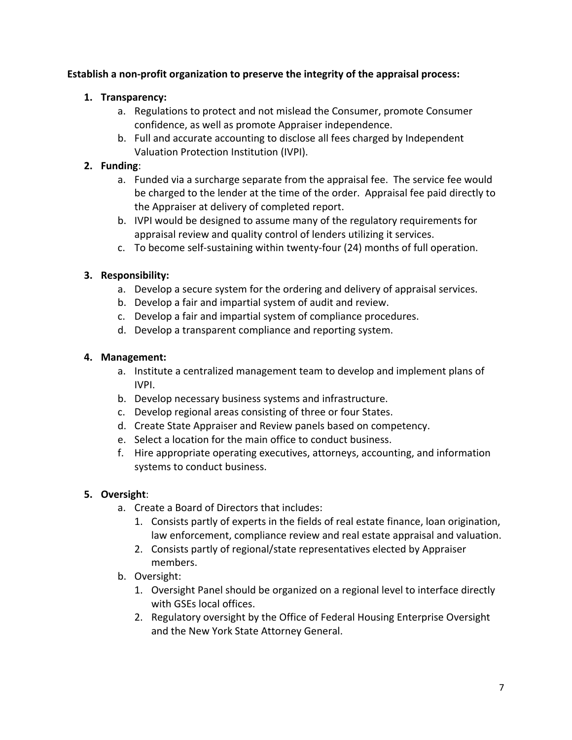**Establish a non-profit organization to preserve the integrity of the appraisal process:**

1. **Transparency:**
   a. Regulations to protect and not mislead the Consumer, promote Consumer confidence, as well as promote Appraiser independence.
   b. Full and accurate accounting to disclose all fees charged by Independent Valuation Protection Institution (IVPI).
2. **Funding**:
   a. Funded via a surcharge separate from the appraisal fee. The service fee would be charged to the lender at the time of the order. Appraisal fee paid directly to the Appraiser at delivery of completed report.
   b. IVPI would be designed to assume many of the regulatory requirements for appraisal review and quality control of lenders utilizing it services.
   c. To become self-sustaining within twenty-four (24) months of full operation.

3. **Responsibility:**
   a. Develop a secure system for the ordering and delivery of appraisal services.
   b. Develop a fair and impartial system of audit and review.
   c. Develop a fair and impartial system of compliance procedures.
   d. Develop a transparent compliance and reporting system.

4. **Management:**
   a. Institute a centralized management team to develop and implement plans of IVPI.
   b. Develop necessary business systems and infrastructure.
   c. Develop regional areas consisting of three or four States.
   d. Create State Appraiser and Review panels based on competency.
   e. Select a location for the main office to conduct business.
   f. Hire appropriate operating executives, attorneys, accounting, and information systems to conduct business.

5. **Oversight**:
   a. Create a Board of Directors that includes:
      1. Consists partly of experts in the fields of real estate finance, loan origination, law enforcement, compliance review and real estate appraisal and valuation.
      2. Consists partly of regional/state representatives elected by Appraiser members.
   b. Oversight:
      1. Oversight Panel should be organized on a regional level to interface directly with GSEs local offices.
      2. Regulatory oversight by the Office of Federal Housing Enterprise Oversight and the New York State Attorney General.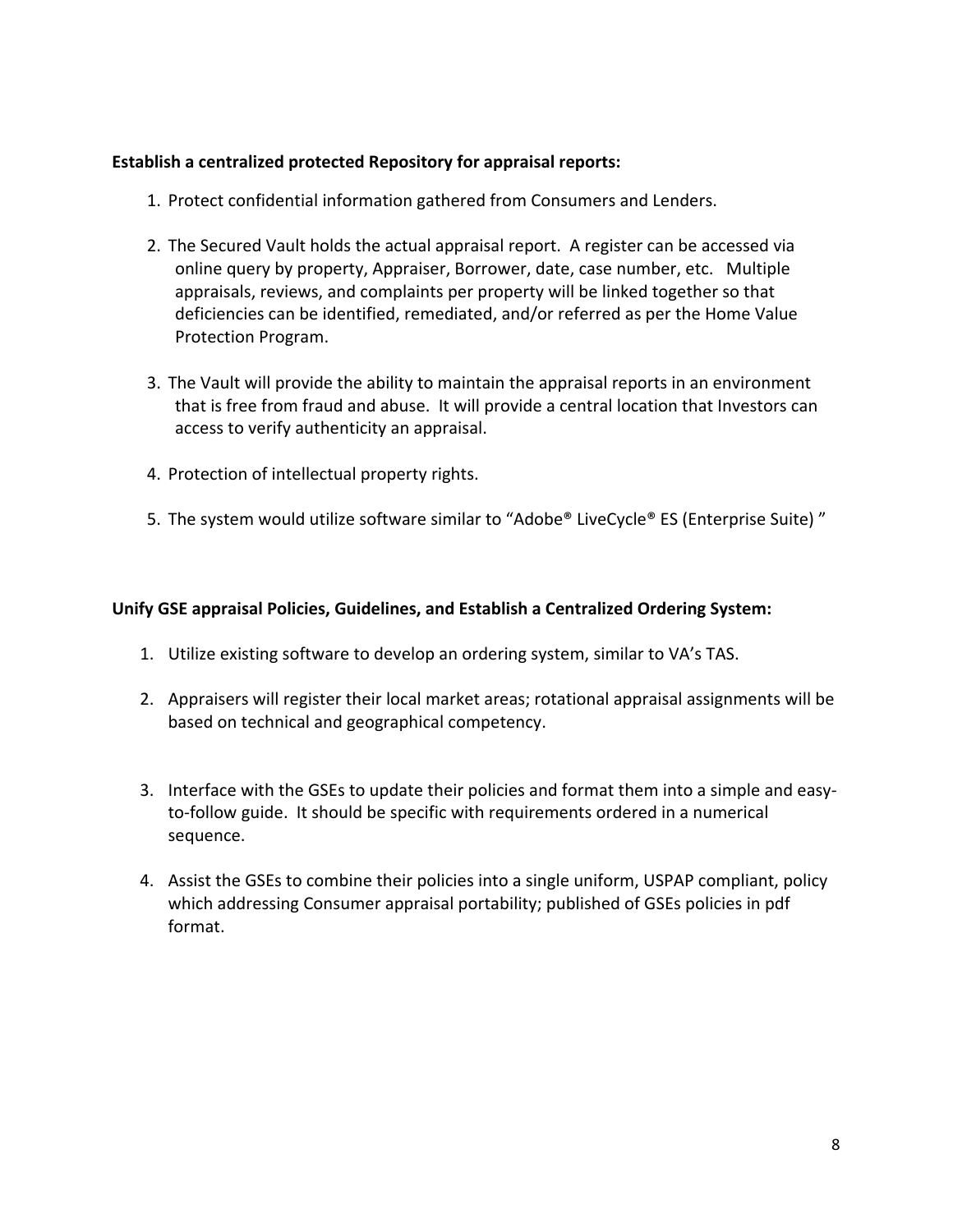**Establish a centralized protected Repository for appraisal reports:**

1. Protect confidential information gathered from Consumers and Lenders.

2. The Secured Vault holds the actual appraisal report. A register can be accessed via online query by property, Appraiser, Borrower, date, case number, etc. Multiple appraisals, reviews, and complaints per property will be linked together so that deficiencies can be identified, remediated, and/or referred as per the Home Value Protection Program.

3. The Vault will provide the ability to maintain the appraisal reports in an environment that is free from fraud and abuse. It will provide a central location that Investors can access to verify authenticity an appraisal.

4. Protection of intellectual property rights.

5. The system would utilize software similar to "Adobe® LiveCycle® ES (Enterprise Suite) "

**Unify GSE appraisal Policies, Guidelines, and Establish a Centralized Ordering System:**

1. Utilize existing software to develop an ordering system, similar to VA's TAS.

2. Appraisers will register their local market areas; rotational appraisal assignments will be based on technical and geographical competency.

3. Interface with the GSEs to update their policies and format them into a simple and easy-to-follow guide. It should be specific with requirements ordered in a numerical sequence.

4. Assist the GSEs to combine their policies into a single uniform, USPAP compliant, policy which addressing Consumer appraisal portability; published of GSEs policies in pdf format.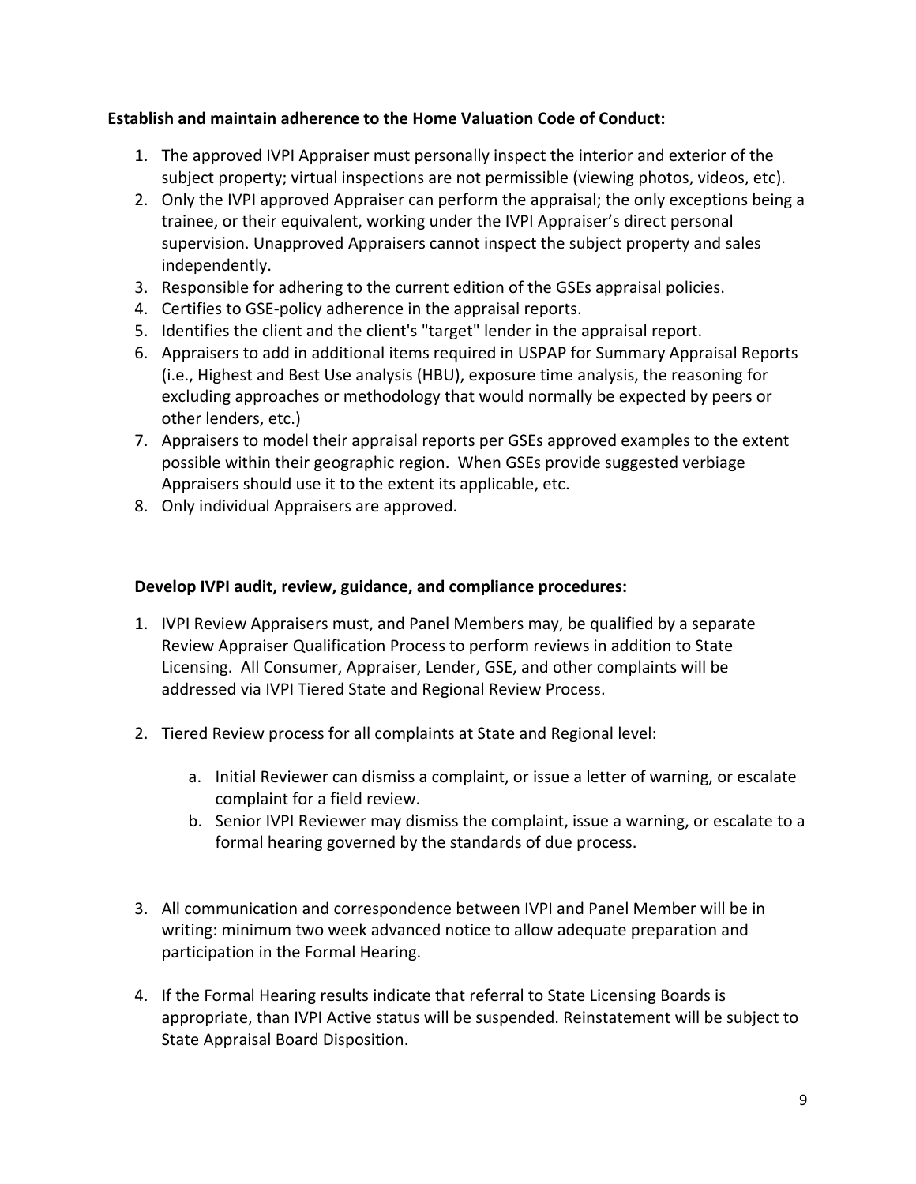**Establish and maintain adherence to the Home Valuation Code of Conduct:**

1. The approved IVPI Appraiser must personally inspect the interior and exterior of the subject property; virtual inspections are not permissible (viewing photos, videos, etc).
2. Only the IVPI approved Appraiser can perform the appraisal; the only exceptions being a trainee, or their equivalent, working under the IVPI Appraiser's direct personal supervision. Unapproved Appraisers cannot inspect the subject property and sales independently.
3. Responsible for adhering to the current edition of the GSEs appraisal policies.
4. Certifies to GSE-policy adherence in the appraisal reports.
5. Identifies the client and the client's "target" lender in the appraisal report.
6. Appraisers to add in additional items required in USPAP for Summary Appraisal Reports (i.e., Highest and Best Use analysis (HBU), exposure time analysis, the reasoning for excluding approaches or methodology that would normally be expected by peers or other lenders, etc.)
7. Appraisers to model their appraisal reports per GSEs approved examples to the extent possible within their geographic region. When GSEs provide suggested verbiage Appraisers should use it to the extent its applicable, etc.
8. Only individual Appraisers are approved.

**Develop IVPI audit, review, guidance, and compliance procedures:**

1. IVPI Review Appraisers must, and Panel Members may, be qualified by a separate Review Appraiser Qualification Process to perform reviews in addition to State Licensing. All Consumer, Appraiser, Lender, GSE, and other complaints will be addressed via IVPI Tiered State and Regional Review Process.

2. Tiered Review process for all complaints at State and Regional level:

   a. Initial Reviewer can dismiss a complaint, or issue a letter of warning, or escalate complaint for a field review.
   b. Senior IVPI Reviewer may dismiss the complaint, issue a warning, or escalate to a formal hearing governed by the standards of due process.

3. All communication and correspondence between IVPI and Panel Member will be in writing: minimum two week advanced notice to allow adequate preparation and participation in the Formal Hearing.

4. If the Formal Hearing results indicate that referral to State Licensing Boards is appropriate, than IVPI Active status will be suspended. Reinstatement will be subject to State Appraisal Board Disposition.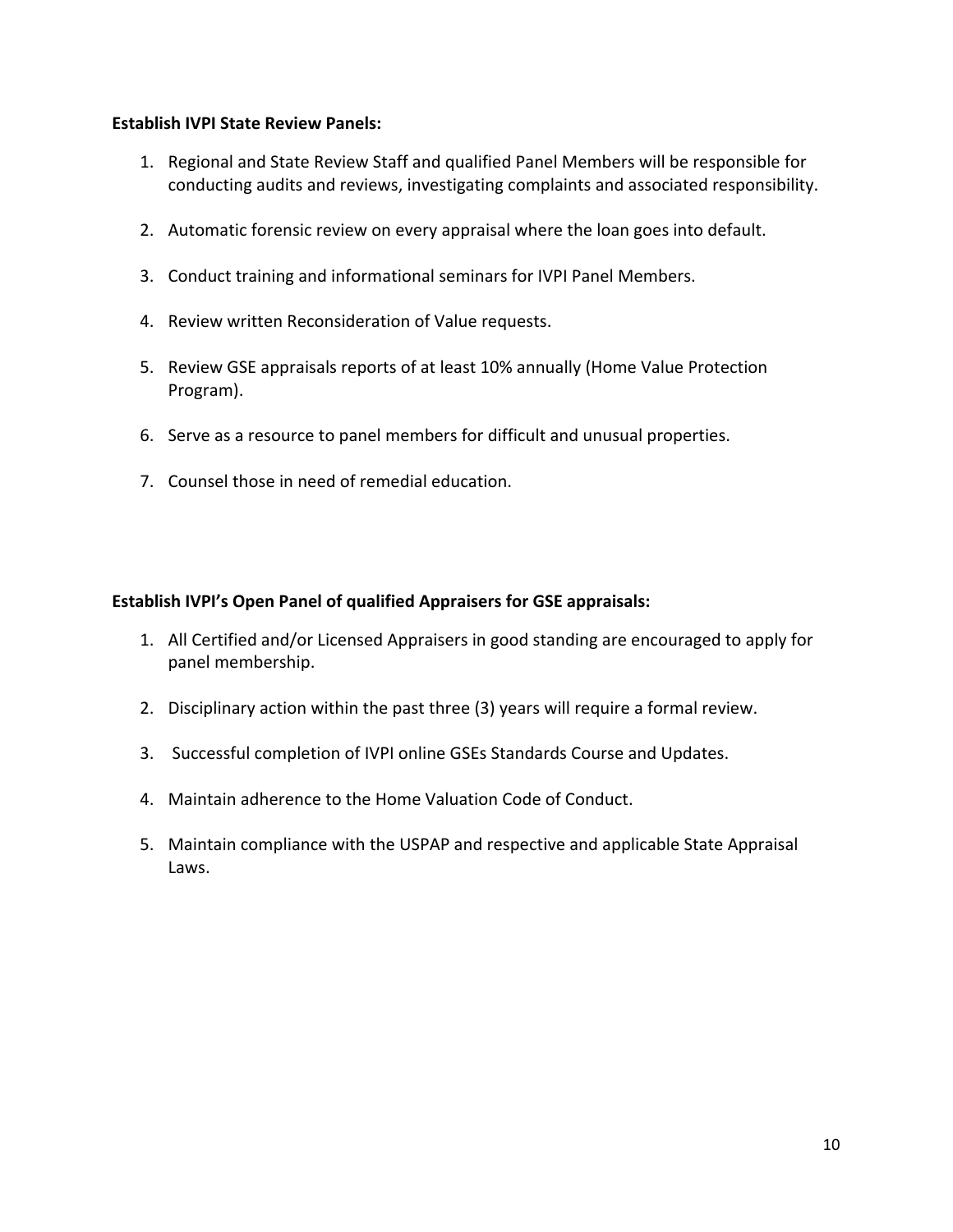**Establish IVPI State Review Panels:**

1. Regional and State Review Staff and qualified Panel Members will be responsible for conducting audits and reviews, investigating complaints and associated responsibility.

2. Automatic forensic review on every appraisal where the loan goes into default.

3. Conduct training and informational seminars for IVPI Panel Members.

4. Review written Reconsideration of Value requests.

5. Review GSE appraisals reports of at least 10% annually (Home Value Protection Program).

6. Serve as a resource to panel members for difficult and unusual properties.

7. Counsel those in need of remedial education.

**Establish IVPI's Open Panel of qualified Appraisers for GSE appraisals:**

1. All Certified and/or Licensed Appraisers in good standing are encouraged to apply for panel membership.

2. Disciplinary action within the past three (3) years will require a formal review.

3. Successful completion of IVPI online GSEs Standards Course and Updates.

4. Maintain adherence to the Home Valuation Code of Conduct.

5. Maintain compliance with the USPAP and respective and applicable State Appraisal Laws.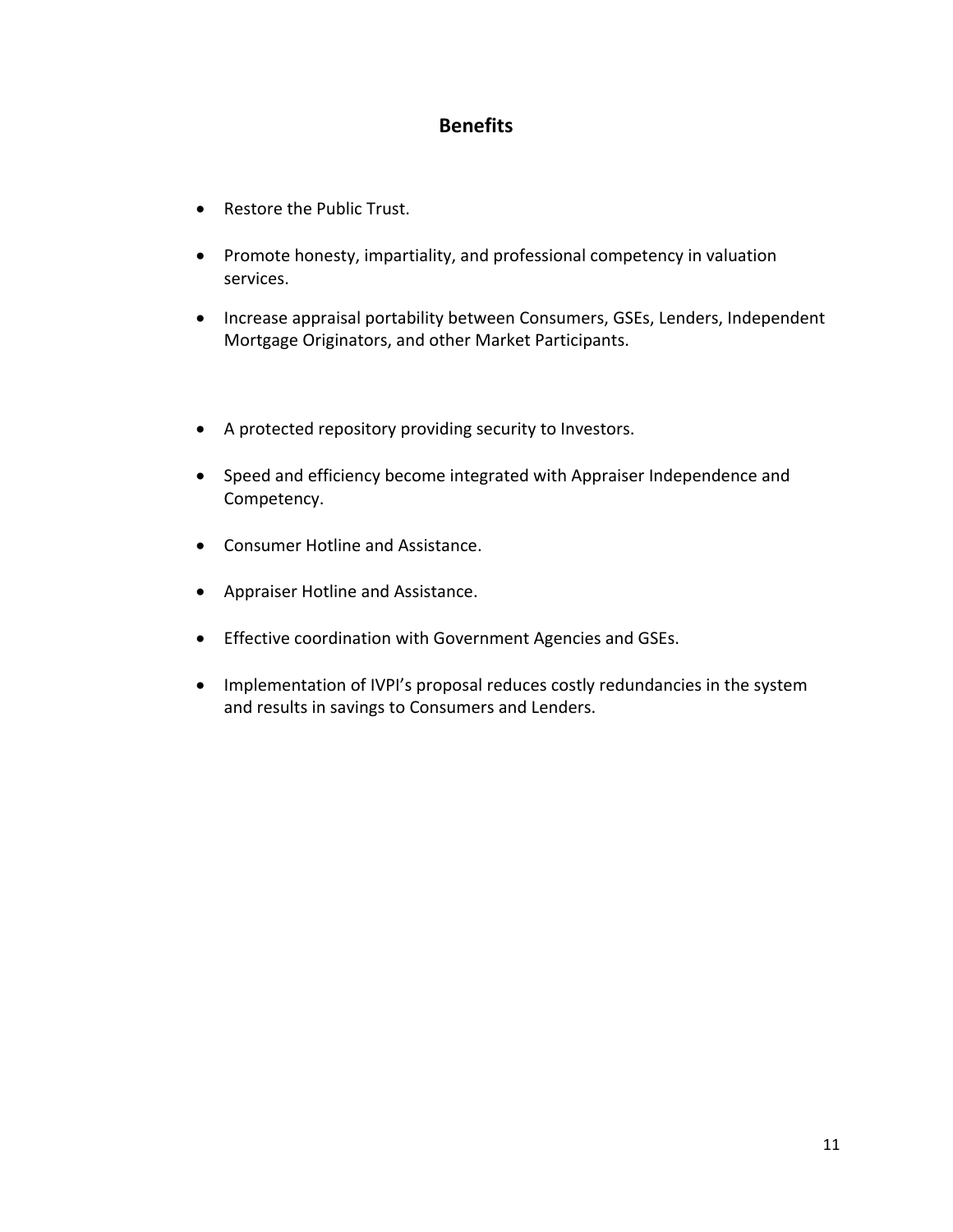## Benefits

- Restore the Public Trust.
- Promote honesty, impartiality, and professional competency in valuation services.
- Increase appraisal portability between Consumers, GSEs, Lenders, Independent Mortgage Originators, and other Market Participants.

- A protected repository providing security to Investors.
- Speed and efficiency become integrated with Appraiser Independence and Competency.
- Consumer Hotline and Assistance.
- Appraiser Hotline and Assistance.
- Effective coordination with Government Agencies and GSEs.
- Implementation of IVPI's proposal reduces costly redundancies in the system and results in savings to Consumers and Lenders.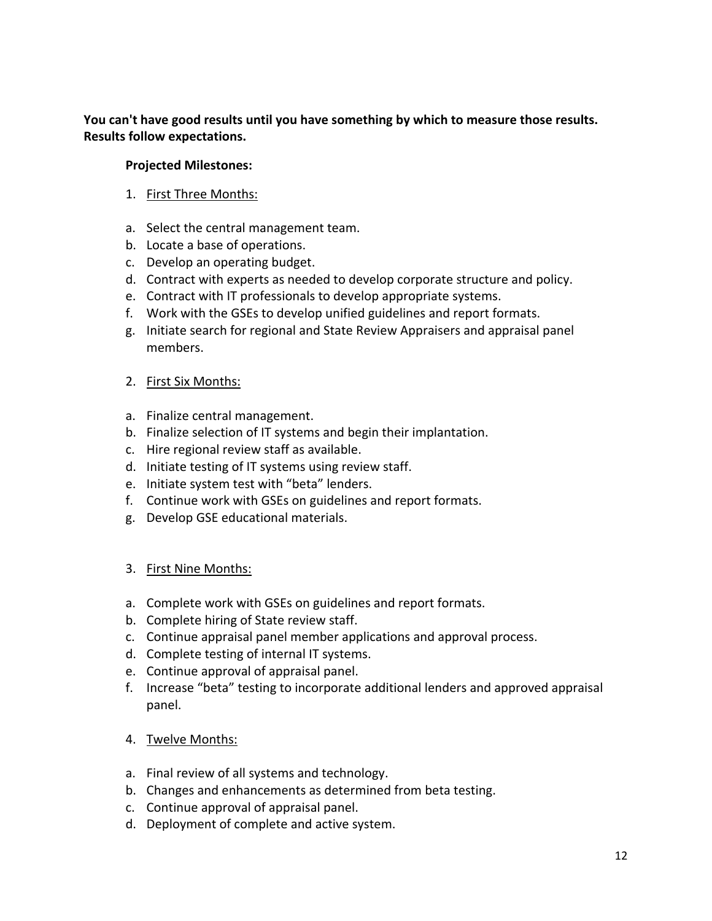**You can't have good results until you have something by which to measure those results. Results follow expectations.**

**Projected Milestones:**

1. <u>First Three Months:</u>

a. Select the central management team.
b. Locate a base of operations.
c. Develop an operating budget.
d. Contract with experts as needed to develop corporate structure and policy.
e. Contract with IT professionals to develop appropriate systems.
f. Work with the GSEs to develop unified guidelines and report formats.
g. Initiate search for regional and State Review Appraisers and appraisal panel members.

2. <u>First Six Months:</u>

a. Finalize central management.
b. Finalize selection of IT systems and begin their implantation.
c. Hire regional review staff as available.
d. Initiate testing of IT systems using review staff.
e. Initiate system test with "beta" lenders.
f. Continue work with GSEs on guidelines and report formats.
g. Develop GSE educational materials.

3. <u>First Nine Months:</u>

a. Complete work with GSEs on guidelines and report formats.
b. Complete hiring of State review staff.
c. Continue appraisal panel member applications and approval process.
d. Complete testing of internal IT systems.
e. Continue approval of appraisal panel.
f. Increase "beta" testing to incorporate additional lenders and approved appraisal panel.

4. <u>Twelve Months:</u>

a. Final review of all systems and technology.
b. Changes and enhancements as determined from beta testing.
c. Continue approval of appraisal panel.
d. Deployment of complete and active system.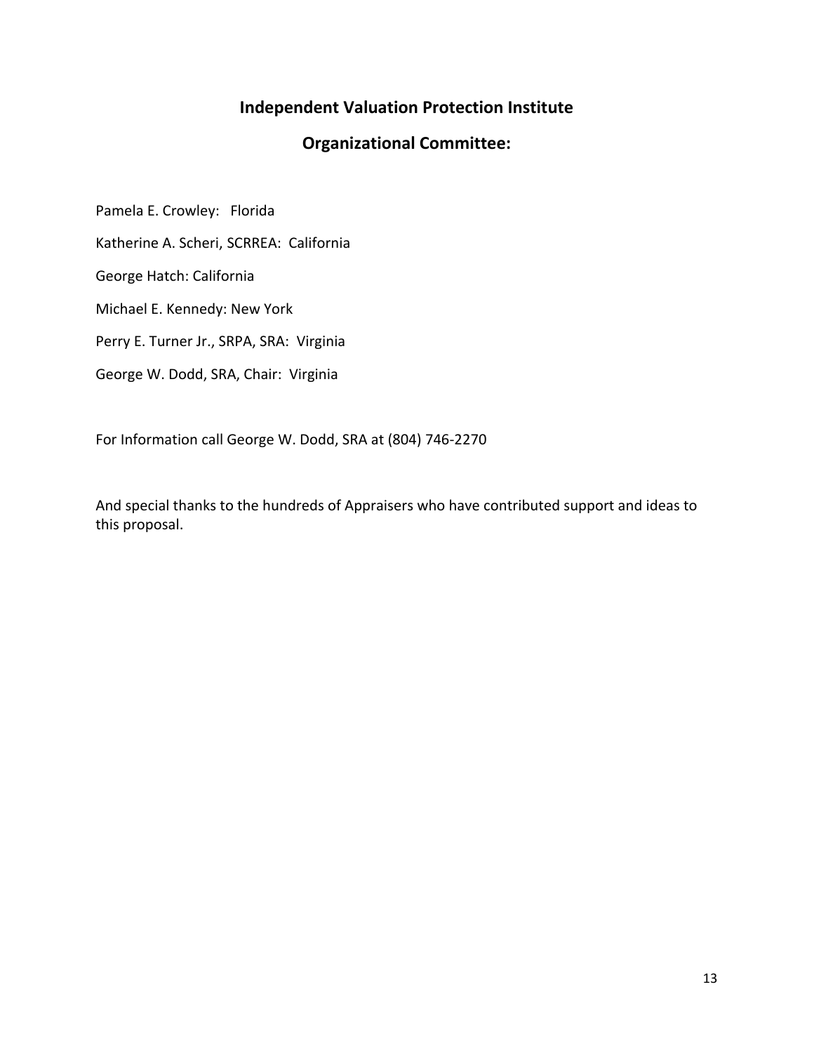## Independent Valuation Protection Institute

## Organizational Committee:

Pamela E. Crowley: Florida

Katherine A. Scheri, SCRREA: California

George Hatch: California

Michael E. Kennedy: New York

Perry E. Turner Jr., SRPA, SRA: Virginia

George W. Dodd, SRA, Chair: Virginia

For Information call George W. Dodd, SRA at (804) 746-2270

And special thanks to the hundreds of Appraisers who have contributed support and ideas to this proposal.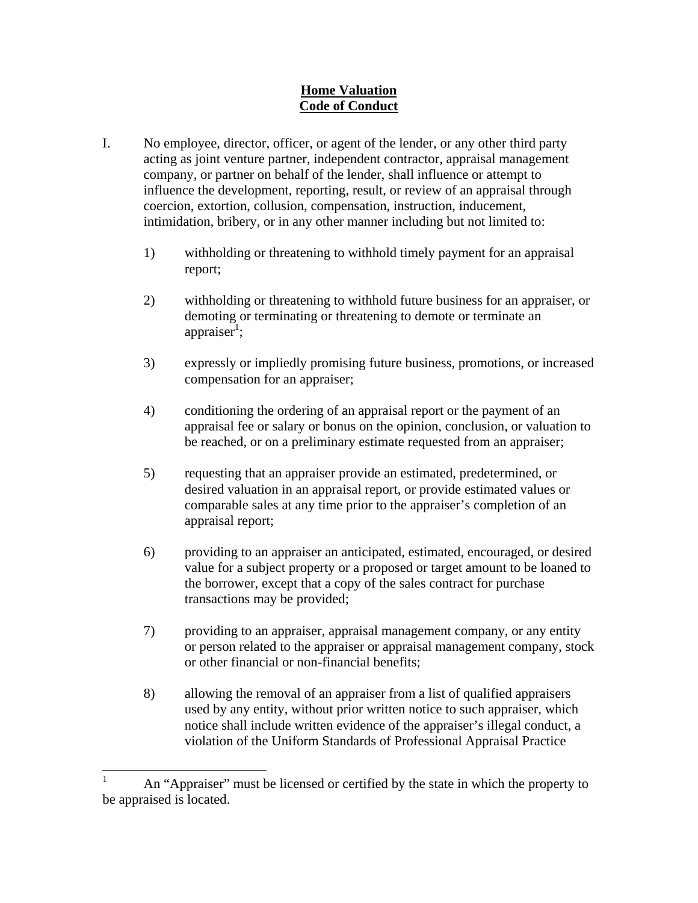**Home Valuation**
**Code of Conduct**

I. No employee, director, officer, or agent of the lender, or any other third party acting as joint venture partner, independent contractor, appraisal management company, or partner on behalf of the lender, shall influence or attempt to influence the development, reporting, result, or review of an appraisal through coercion, extortion, collusion, compensation, instruction, inducement, intimidation, bribery, or in any other manner including but not limited to:

1) withholding or threatening to withhold timely payment for an appraisal report;

2) withholding or threatening to withhold future business for an appraiser, or demoting or terminating or threatening to demote or terminate an appraiser[1];

3) expressly or impliedly promising future business, promotions, or increased compensation for an appraiser;

4) conditioning the ordering of an appraisal report or the payment of an appraisal fee or salary or bonus on the opinion, conclusion, or valuation to be reached, or on a preliminary estimate requested from an appraiser;

5) requesting that an appraiser provide an estimated, predetermined, or desired valuation in an appraisal report, or provide estimated values or comparable sales at any time prior to the appraiser's completion of an appraisal report;

6) providing to an appraiser an anticipated, estimated, encouraged, or desired value for a subject property or a proposed or target amount to be loaned to the borrower, except that a copy of the sales contract for purchase transactions may be provided;

7) providing to an appraiser, appraisal management company, or any entity or person related to the appraiser or appraisal management company, stock or other financial or non-financial benefits;

8) allowing the removal of an appraiser from a list of qualified appraisers used by any entity, without prior written notice to such appraiser, which notice shall include written evidence of the appraiser's illegal conduct, a violation of the Uniform Standards of Professional Appraisal Practice

[1] An "Appraiser" must be licensed or certified by the state in which the property to be appraised is located.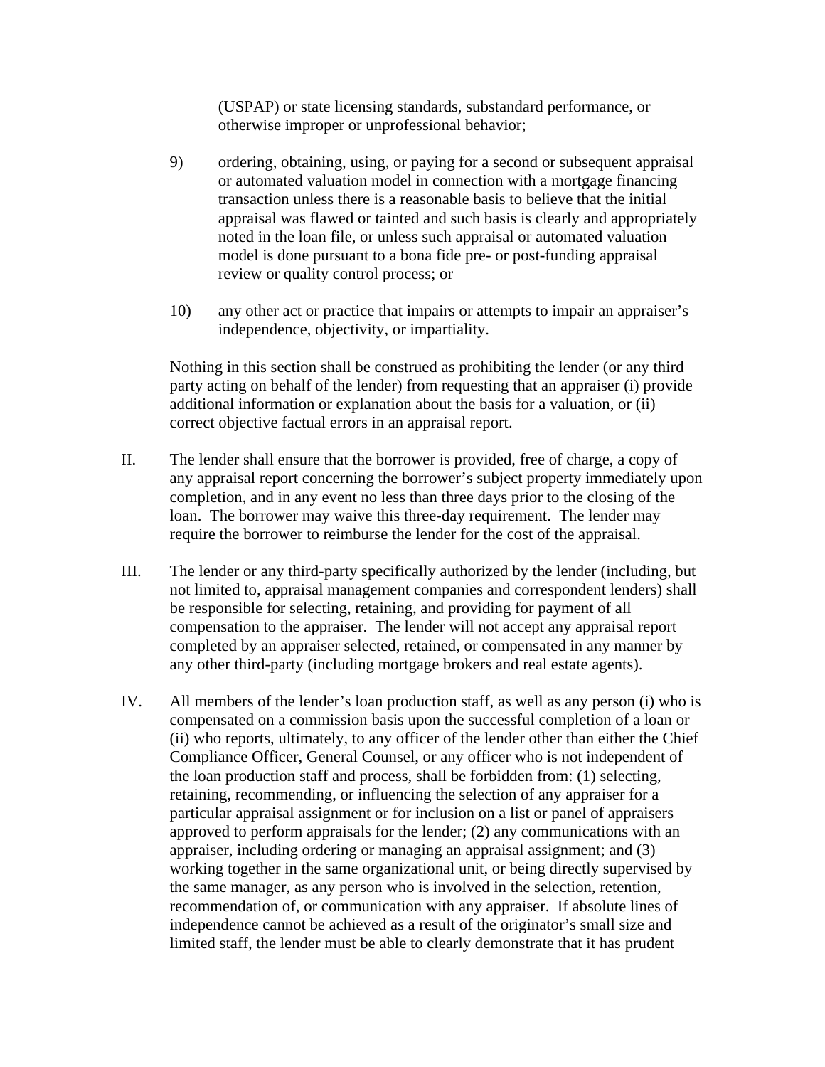(USPAP) or state licensing standards, substandard performance, or otherwise improper or unprofessional behavior;

9) ordering, obtaining, using, or paying for a second or subsequent appraisal or automated valuation model in connection with a mortgage financing transaction unless there is a reasonable basis to believe that the initial appraisal was flawed or tainted and such basis is clearly and appropriately noted in the loan file, or unless such appraisal or automated valuation model is done pursuant to a bona fide pre- or post-funding appraisal review or quality control process; or

10) any other act or practice that impairs or attempts to impair an appraiser's independence, objectivity, or impartiality.

Nothing in this section shall be construed as prohibiting the lender (or any third party acting on behalf of the lender) from requesting that an appraiser (i) provide additional information or explanation about the basis for a valuation, or (ii) correct objective factual errors in an appraisal report.

II. The lender shall ensure that the borrower is provided, free of charge, a copy of any appraisal report concerning the borrower's subject property immediately upon completion, and in any event no less than three days prior to the closing of the loan. The borrower may waive this three-day requirement. The lender may require the borrower to reimburse the lender for the cost of the appraisal.

III. The lender or any third-party specifically authorized by the lender (including, but not limited to, appraisal management companies and correspondent lenders) shall be responsible for selecting, retaining, and providing for payment of all compensation to the appraiser. The lender will not accept any appraisal report completed by an appraiser selected, retained, or compensated in any manner by any other third-party (including mortgage brokers and real estate agents).

IV. All members of the lender's loan production staff, as well as any person (i) who is compensated on a commission basis upon the successful completion of a loan or (ii) who reports, ultimately, to any officer of the lender other than either the Chief Compliance Officer, General Counsel, or any officer who is not independent of the loan production staff and process, shall be forbidden from: (1) selecting, retaining, recommending, or influencing the selection of any appraiser for a particular appraisal assignment or for inclusion on a list or panel of appraisers approved to perform appraisals for the lender; (2) any communications with an appraiser, including ordering or managing an appraisal assignment; and (3) working together in the same organizational unit, or being directly supervised by the same manager, as any person who is involved in the selection, retention, recommendation of, or communication with any appraiser. If absolute lines of independence cannot be achieved as a result of the originator's small size and limited staff, the lender must be able to clearly demonstrate that it has prudent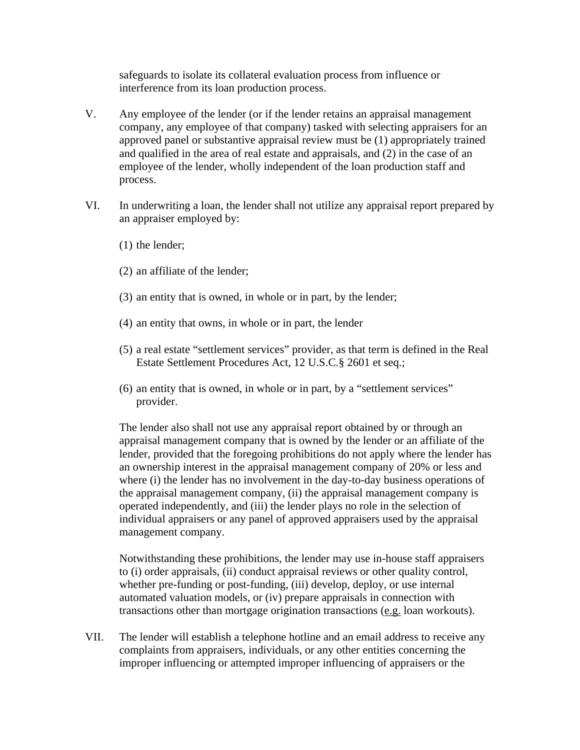safeguards to isolate its collateral evaluation process from influence or interference from its loan production process.

V. Any employee of the lender (or if the lender retains an appraisal management company, any employee of that company) tasked with selecting appraisers for an approved panel or substantive appraisal review must be (1) appropriately trained and qualified in the area of real estate and appraisals, and (2) in the case of an employee of the lender, wholly independent of the loan production staff and process.

VI. In underwriting a loan, the lender shall not utilize any appraisal report prepared by an appraiser employed by:

(1) the lender;

(2) an affiliate of the lender;

(3) an entity that is owned, in whole or in part, by the lender;

(4) an entity that owns, in whole or in part, the lender

(5) a real estate "settlement services" provider, as that term is defined in the Real Estate Settlement Procedures Act, 12 U.S.C.§ 2601 et seq.;

(6) an entity that is owned, in whole or in part, by a "settlement services" provider.

The lender also shall not use any appraisal report obtained by or through an appraisal management company that is owned by the lender or an affiliate of the lender, provided that the foregoing prohibitions do not apply where the lender has an ownership interest in the appraisal management company of 20% or less and where (i) the lender has no involvement in the day-to-day business operations of the appraisal management company, (ii) the appraisal management company is operated independently, and (iii) the lender plays no role in the selection of individual appraisers or any panel of approved appraisers used by the appraisal management company.

Notwithstanding these prohibitions, the lender may use in-house staff appraisers to (i) order appraisals, (ii) conduct appraisal reviews or other quality control, whether pre-funding or post-funding, (iii) develop, deploy, or use internal automated valuation models, or (iv) prepare appraisals in connection with transactions other than mortgage origination transactions (e.g. loan workouts).

VII. The lender will establish a telephone hotline and an email address to receive any complaints from appraisers, individuals, or any other entities concerning the improper influencing or attempted improper influencing of appraisers or the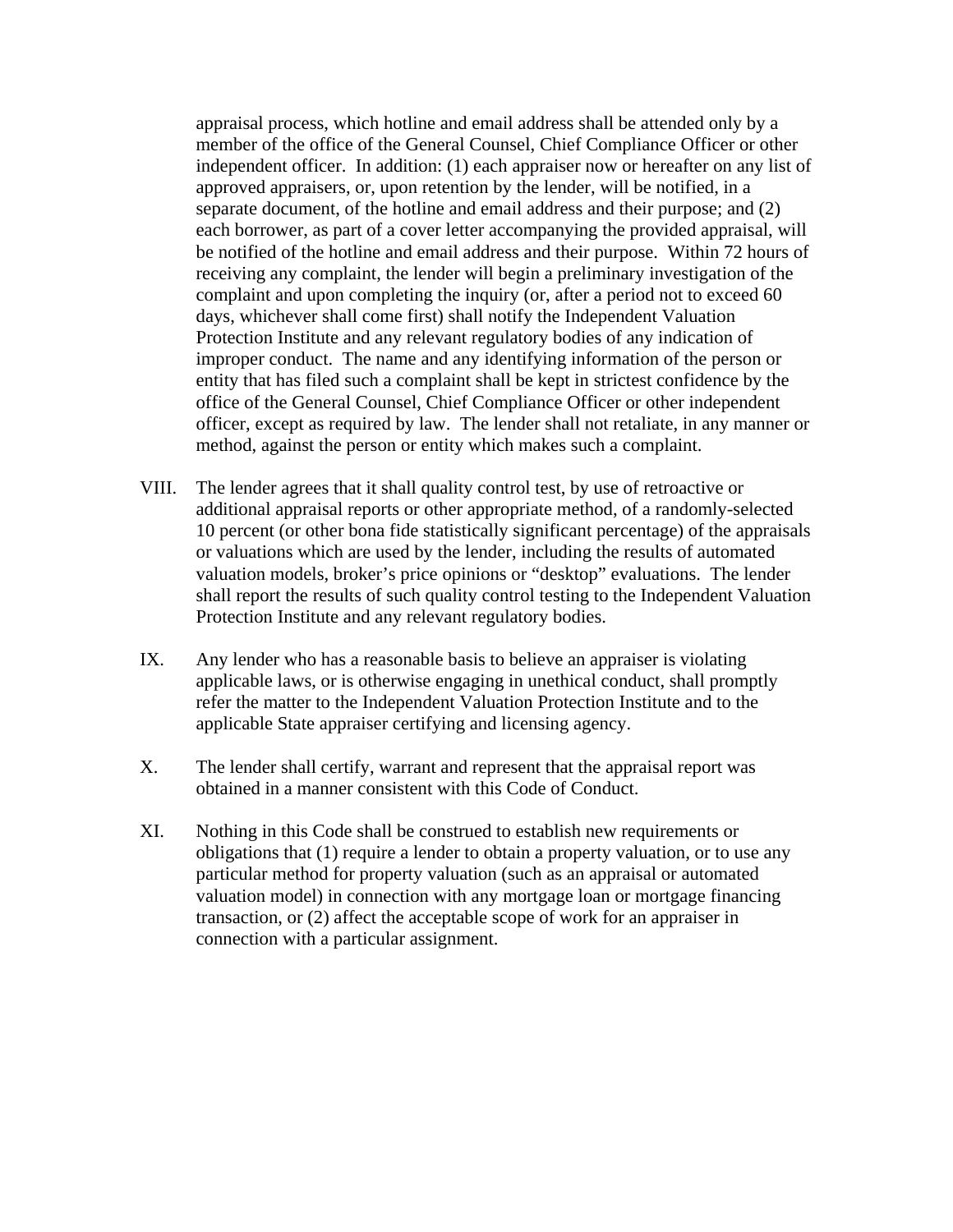appraisal process, which hotline and email address shall be attended only by a member of the office of the General Counsel, Chief Compliance Officer or other independent officer. In addition: (1) each appraiser now or hereafter on any list of approved appraisers, or, upon retention by the lender, will be notified, in a separate document, of the hotline and email address and their purpose; and (2) each borrower, as part of a cover letter accompanying the provided appraisal, will be notified of the hotline and email address and their purpose. Within 72 hours of receiving any complaint, the lender will begin a preliminary investigation of the complaint and upon completing the inquiry (or, after a period not to exceed 60 days, whichever shall come first) shall notify the Independent Valuation Protection Institute and any relevant regulatory bodies of any indication of improper conduct. The name and any identifying information of the person or entity that has filed such a complaint shall be kept in strictest confidence by the office of the General Counsel, Chief Compliance Officer or other independent officer, except as required by law. The lender shall not retaliate, in any manner or method, against the person or entity which makes such a complaint.

VIII. The lender agrees that it shall quality control test, by use of retroactive or additional appraisal reports or other appropriate method, of a randomly-selected 10 percent (or other bona fide statistically significant percentage) of the appraisals or valuations which are used by the lender, including the results of automated valuation models, broker's price opinions or "desktop" evaluations. The lender shall report the results of such quality control testing to the Independent Valuation Protection Institute and any relevant regulatory bodies.

IX. Any lender who has a reasonable basis to believe an appraiser is violating applicable laws, or is otherwise engaging in unethical conduct, shall promptly refer the matter to the Independent Valuation Protection Institute and to the applicable State appraiser certifying and licensing agency.

X. The lender shall certify, warrant and represent that the appraisal report was obtained in a manner consistent with this Code of Conduct.

XI. Nothing in this Code shall be construed to establish new requirements or obligations that (1) require a lender to obtain a property valuation, or to use any particular method for property valuation (such as an appraisal or automated valuation model) in connection with any mortgage loan or mortgage financing transaction, or (2) affect the acceptable scope of work for an appraiser in connection with a particular assignment.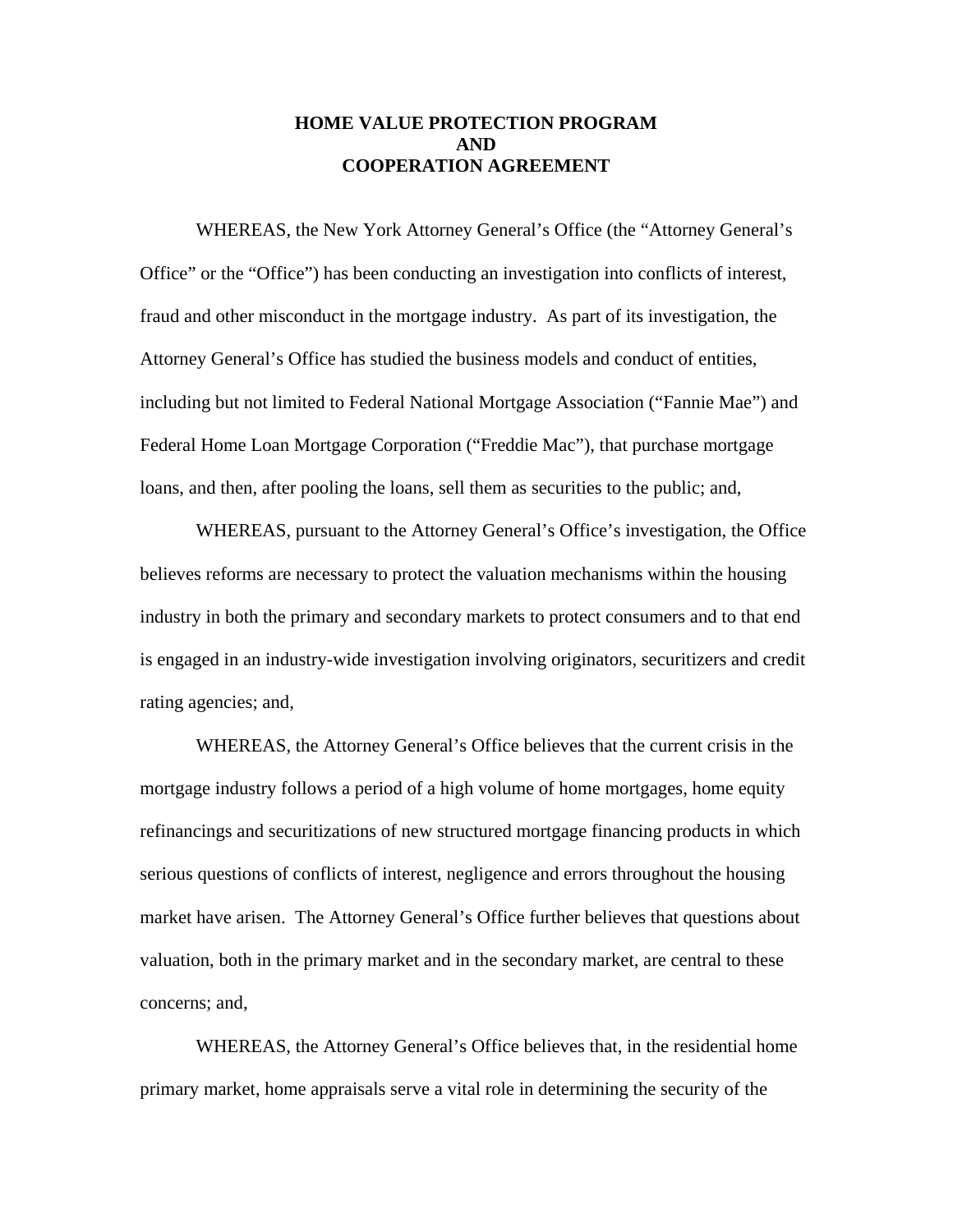# HOME VALUE PROTECTION PROGRAM AND COOPERATION AGREEMENT

WHEREAS, the New York Attorney General's Office (the "Attorney General's Office" or the "Office") has been conducting an investigation into conflicts of interest, fraud and other misconduct in the mortgage industry. As part of its investigation, the Attorney General's Office has studied the business models and conduct of entities, including but not limited to Federal National Mortgage Association ("Fannie Mae") and Federal Home Loan Mortgage Corporation ("Freddie Mac"), that purchase mortgage loans, and then, after pooling the loans, sell them as securities to the public; and,

WHEREAS, pursuant to the Attorney General's Office's investigation, the Office believes reforms are necessary to protect the valuation mechanisms within the housing industry in both the primary and secondary markets to protect consumers and to that end is engaged in an industry-wide investigation involving originators, securitizers and credit rating agencies; and,

WHEREAS, the Attorney General's Office believes that the current crisis in the mortgage industry follows a period of a high volume of home mortgages, home equity refinancings and securitizations of new structured mortgage financing products in which serious questions of conflicts of interest, negligence and errors throughout the housing market have arisen. The Attorney General's Office further believes that questions about valuation, both in the primary market and in the secondary market, are central to these concerns; and,

WHEREAS, the Attorney General's Office believes that, in the residential home primary market, home appraisals serve a vital role in determining the security of the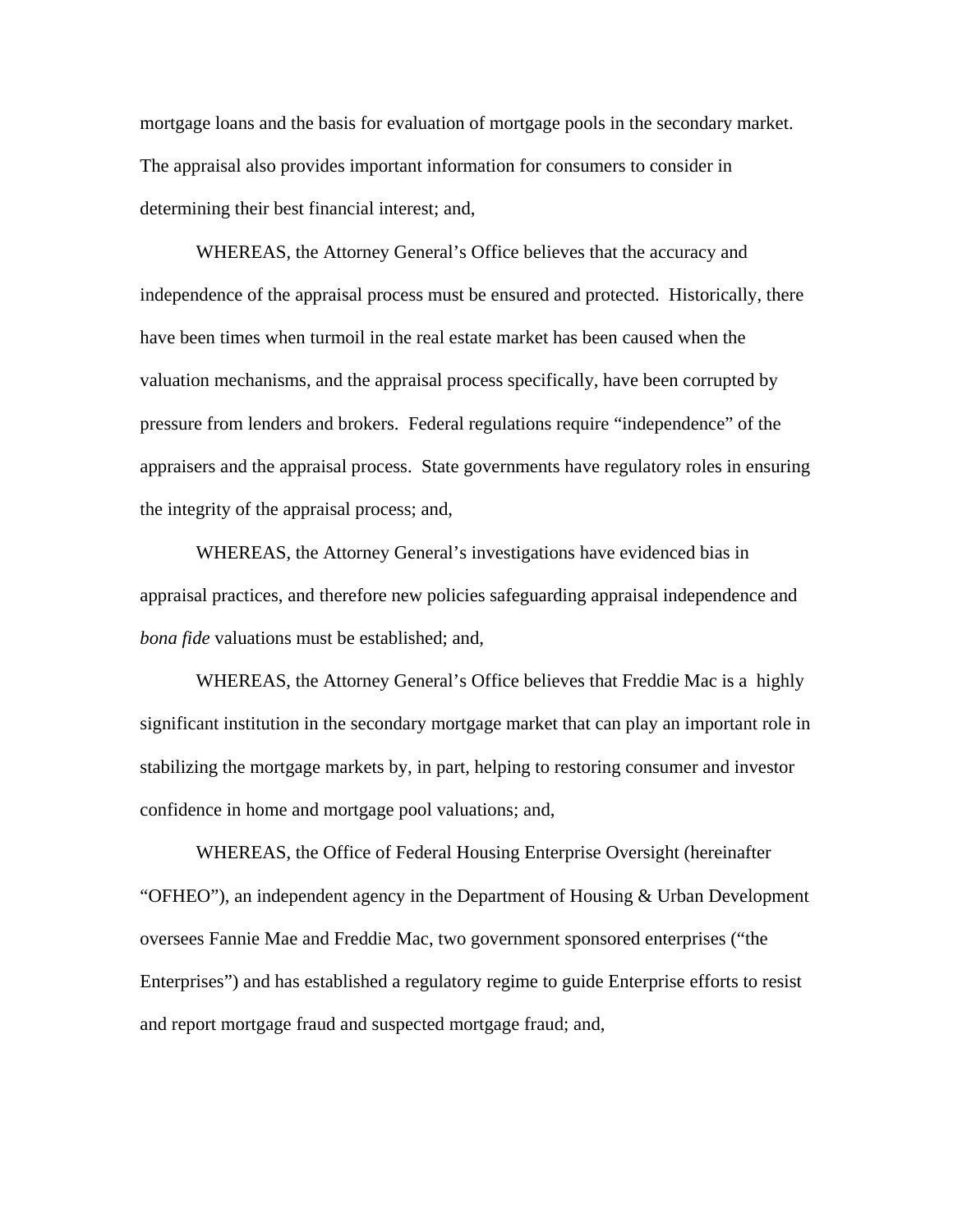mortgage loans and the basis for evaluation of mortgage pools in the secondary market. The appraisal also provides important information for consumers to consider in determining their best financial interest; and,

WHEREAS, the Attorney General's Office believes that the accuracy and independence of the appraisal process must be ensured and protected. Historically, there have been times when turmoil in the real estate market has been caused when the valuation mechanisms, and the appraisal process specifically, have been corrupted by pressure from lenders and brokers. Federal regulations require "independence" of the appraisers and the appraisal process. State governments have regulatory roles in ensuring the integrity of the appraisal process; and,

WHEREAS, the Attorney General's investigations have evidenced bias in appraisal practices, and therefore new policies safeguarding appraisal independence and *bona fide* valuations must be established; and,

WHEREAS, the Attorney General's Office believes that Freddie Mac is a highly significant institution in the secondary mortgage market that can play an important role in stabilizing the mortgage markets by, in part, helping to restoring consumer and investor confidence in home and mortgage pool valuations; and,

WHEREAS, the Office of Federal Housing Enterprise Oversight (hereinafter "OFHEO"), an independent agency in the Department of Housing & Urban Development oversees Fannie Mae and Freddie Mac, two government sponsored enterprises ("the Enterprises") and has established a regulatory regime to guide Enterprise efforts to resist and report mortgage fraud and suspected mortgage fraud; and,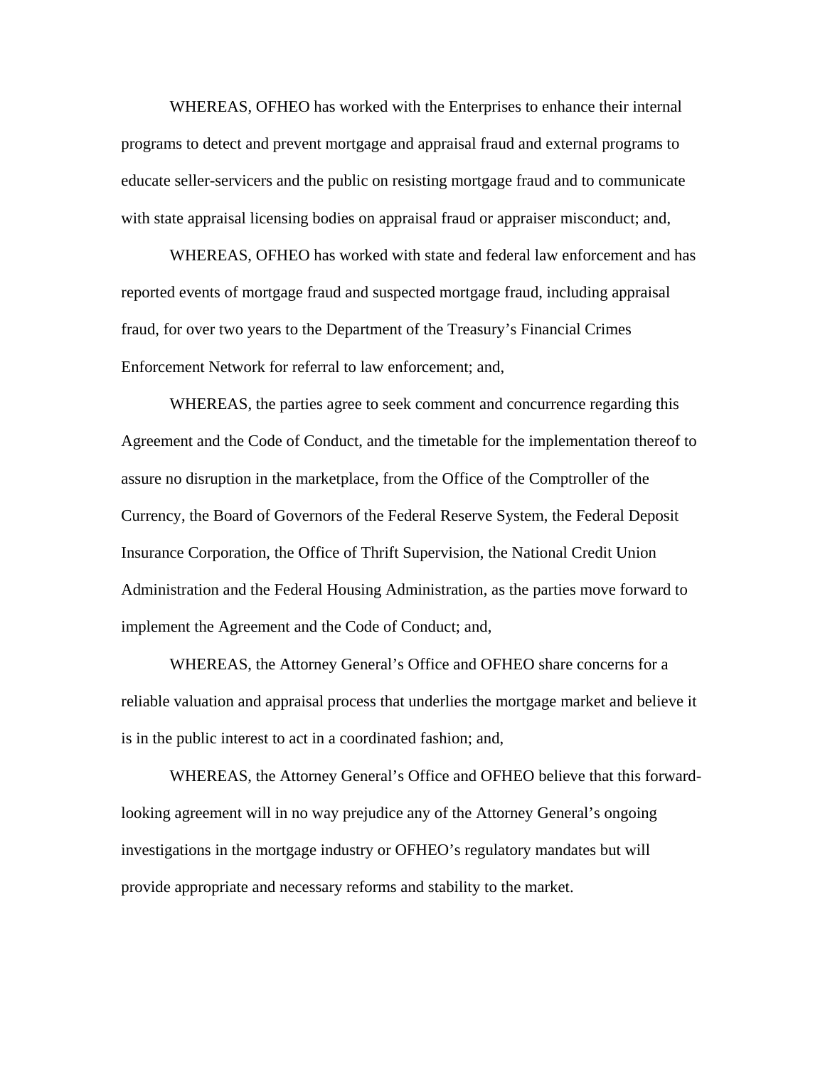WHEREAS, OFHEO has worked with the Enterprises to enhance their internal programs to detect and prevent mortgage and appraisal fraud and external programs to educate seller-servicers and the public on resisting mortgage fraud and to communicate with state appraisal licensing bodies on appraisal fraud or appraiser misconduct; and,

WHEREAS, OFHEO has worked with state and federal law enforcement and has reported events of mortgage fraud and suspected mortgage fraud, including appraisal fraud, for over two years to the Department of the Treasury's Financial Crimes Enforcement Network for referral to law enforcement; and,

WHEREAS, the parties agree to seek comment and concurrence regarding this Agreement and the Code of Conduct, and the timetable for the implementation thereof to assure no disruption in the marketplace, from the Office of the Comptroller of the Currency, the Board of Governors of the Federal Reserve System, the Federal Deposit Insurance Corporation, the Office of Thrift Supervision, the National Credit Union Administration and the Federal Housing Administration, as the parties move forward to implement the Agreement and the Code of Conduct; and,

WHEREAS, the Attorney General's Office and OFHEO share concerns for a reliable valuation and appraisal process that underlies the mortgage market and believe it is in the public interest to act in a coordinated fashion; and,

WHEREAS, the Attorney General's Office and OFHEO believe that this forward-looking agreement will in no way prejudice any of the Attorney General's ongoing investigations in the mortgage industry or OFHEO's regulatory mandates but will provide appropriate and necessary reforms and stability to the market.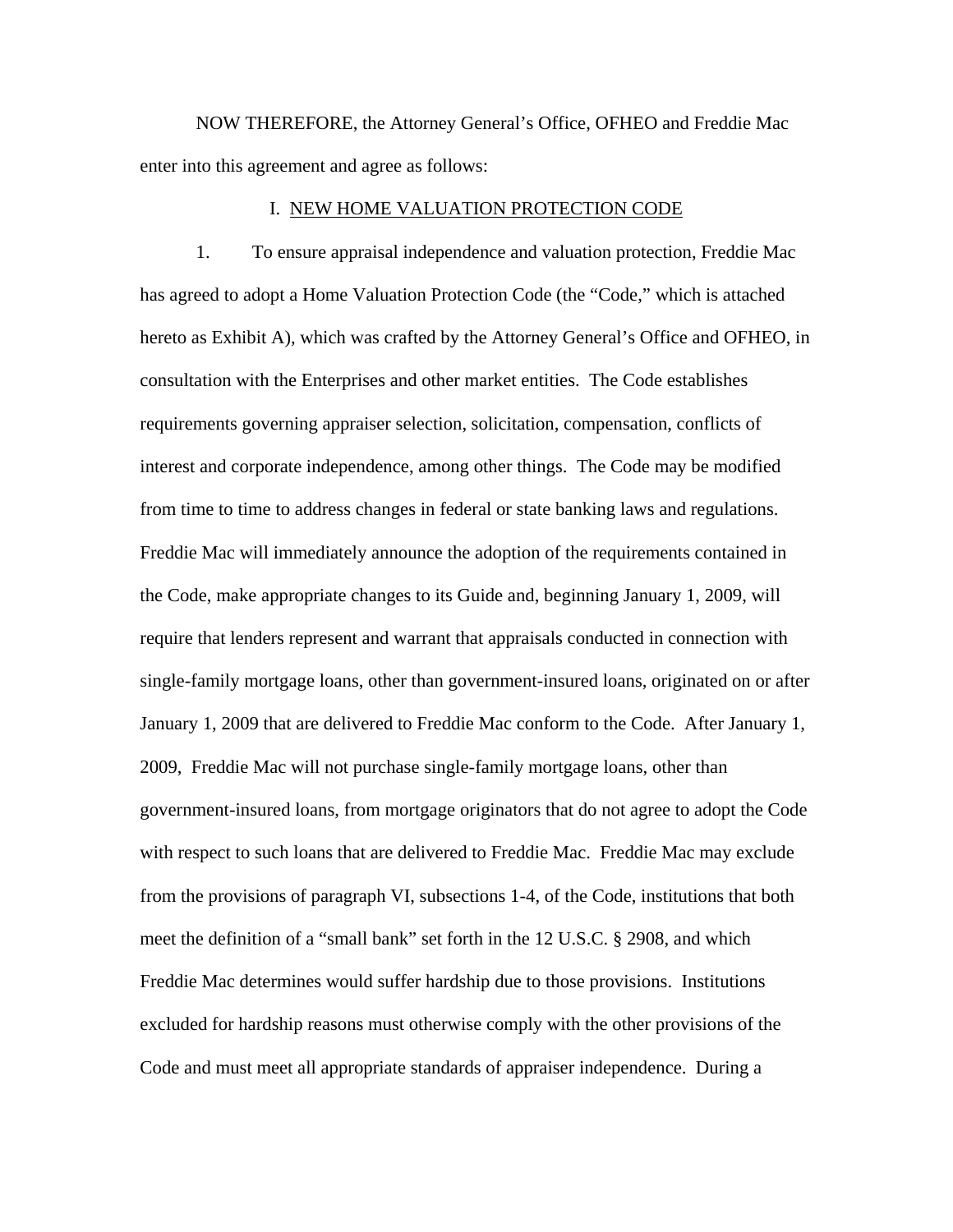NOW THEREFORE, the Attorney General's Office, OFHEO and Freddie Mac enter into this agreement and agree as follows:

## I. NEW HOME VALUATION PROTECTION CODE

1. To ensure appraisal independence and valuation protection, Freddie Mac has agreed to adopt a Home Valuation Protection Code (the "Code," which is attached hereto as Exhibit A), which was crafted by the Attorney General's Office and OFHEO, in consultation with the Enterprises and other market entities. The Code establishes requirements governing appraiser selection, solicitation, compensation, conflicts of interest and corporate independence, among other things. The Code may be modified from time to time to address changes in federal or state banking laws and regulations. Freddie Mac will immediately announce the adoption of the requirements contained in the Code, make appropriate changes to its Guide and, beginning January 1, 2009, will require that lenders represent and warrant that appraisals conducted in connection with single-family mortgage loans, other than government-insured loans, originated on or after January 1, 2009 that are delivered to Freddie Mac conform to the Code. After January 1, 2009, Freddie Mac will not purchase single-family mortgage loans, other than government-insured loans, from mortgage originators that do not agree to adopt the Code with respect to such loans that are delivered to Freddie Mac. Freddie Mac may exclude from the provisions of paragraph VI, subsections 1-4, of the Code, institutions that both meet the definition of a "small bank" set forth in the 12 U.S.C. § 2908, and which Freddie Mac determines would suffer hardship due to those provisions. Institutions excluded for hardship reasons must otherwise comply with the other provisions of the Code and must meet all appropriate standards of appraiser independence. During a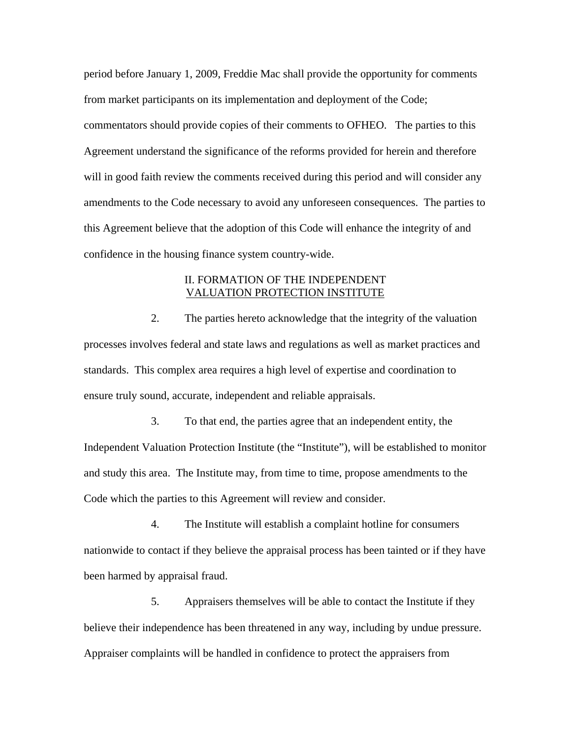period before January 1, 2009, Freddie Mac shall provide the opportunity for comments from market participants on its implementation and deployment of the Code; commentators should provide copies of their comments to OFHEO. The parties to this Agreement understand the significance of the reforms provided for herein and therefore will in good faith review the comments received during this period and will consider any amendments to the Code necessary to avoid any unforeseen consequences. The parties to this Agreement believe that the adoption of this Code will enhance the integrity of and confidence in the housing finance system country-wide.

## II. FORMATION OF THE INDEPENDENT VALUATION PROTECTION INSTITUTE

2. The parties hereto acknowledge that the integrity of the valuation processes involves federal and state laws and regulations as well as market practices and standards. This complex area requires a high level of expertise and coordination to ensure truly sound, accurate, independent and reliable appraisals.

3. To that end, the parties agree that an independent entity, the Independent Valuation Protection Institute (the "Institute"), will be established to monitor and study this area. The Institute may, from time to time, propose amendments to the Code which the parties to this Agreement will review and consider.

4. The Institute will establish a complaint hotline for consumers nationwide to contact if they believe the appraisal process has been tainted or if they have been harmed by appraisal fraud.

5. Appraisers themselves will be able to contact the Institute if they believe their independence has been threatened in any way, including by undue pressure. Appraiser complaints will be handled in confidence to protect the appraisers from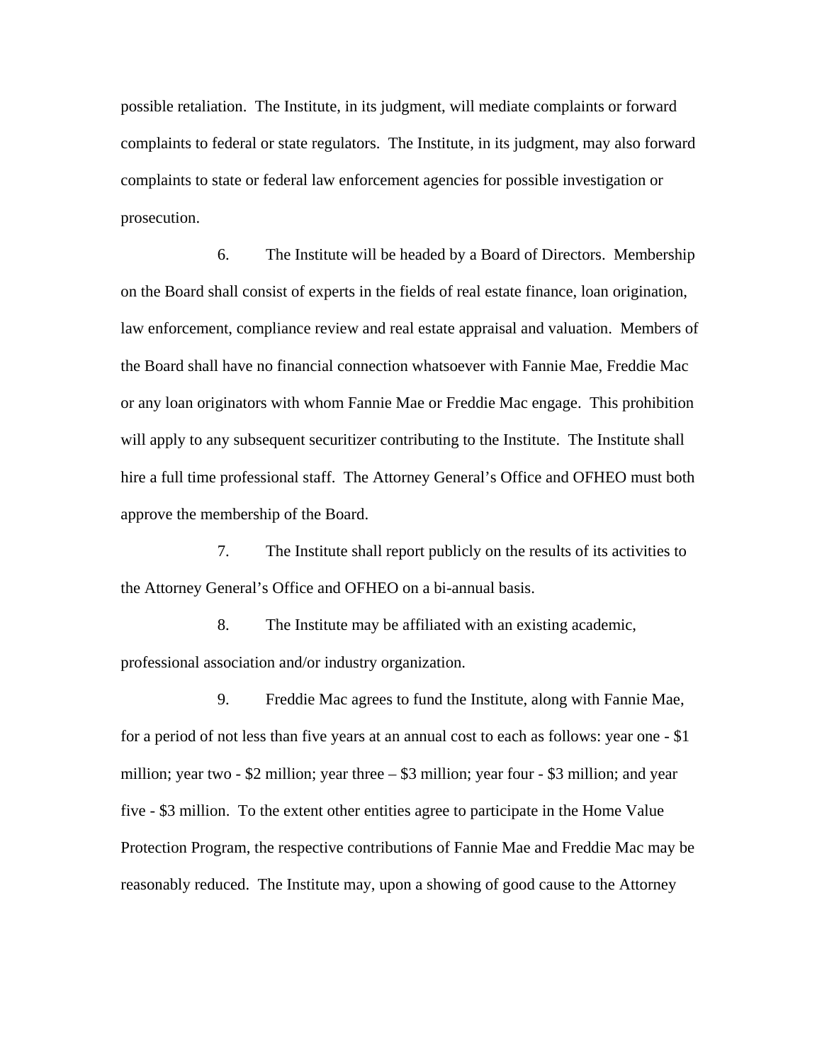possible retaliation. The Institute, in its judgment, will mediate complaints or forward complaints to federal or state regulators. The Institute, in its judgment, may also forward complaints to state or federal law enforcement agencies for possible investigation or prosecution.

6. The Institute will be headed by a Board of Directors. Membership on the Board shall consist of experts in the fields of real estate finance, loan origination, law enforcement, compliance review and real estate appraisal and valuation. Members of the Board shall have no financial connection whatsoever with Fannie Mae, Freddie Mac or any loan originators with whom Fannie Mae or Freddie Mac engage. This prohibition will apply to any subsequent securitizer contributing to the Institute. The Institute shall hire a full time professional staff. The Attorney General's Office and OFHEO must both approve the membership of the Board.

7. The Institute shall report publicly on the results of its activities to the Attorney General's Office and OFHEO on a bi-annual basis.

8. The Institute may be affiliated with an existing academic, professional association and/or industry organization.

9. Freddie Mac agrees to fund the Institute, along with Fannie Mae, for a period of not less than five years at an annual cost to each as follows: year one - $1 million; year two - $2 million; year three – $3 million; year four - $3 million; and year five - $3 million. To the extent other entities agree to participate in the Home Value Protection Program, the respective contributions of Fannie Mae and Freddie Mac may be reasonably reduced. The Institute may, upon a showing of good cause to the Attorney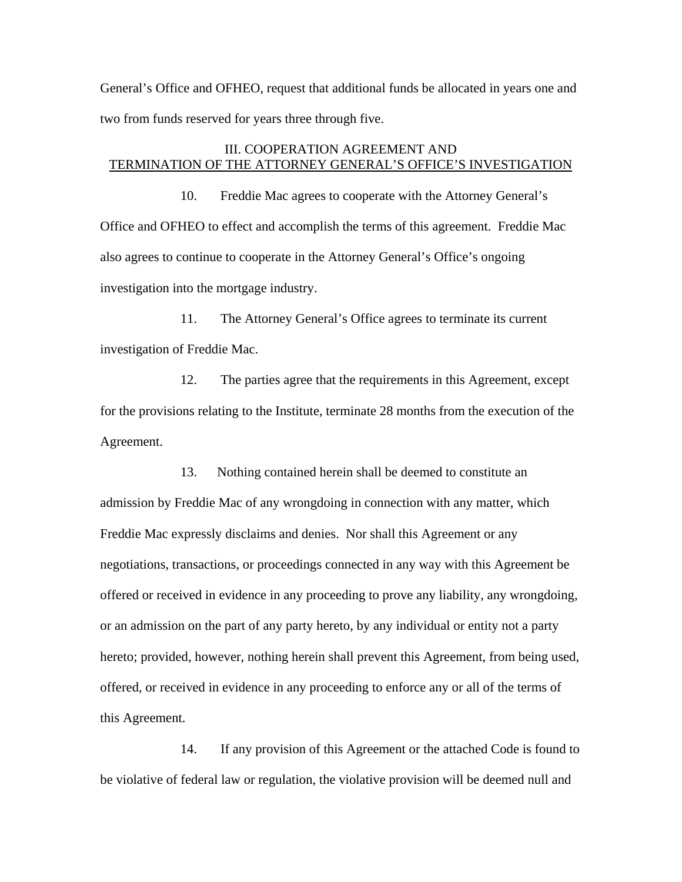General's Office and OFHEO, request that additional funds be allocated in years one and two from funds reserved for years three through five.

## III. COOPERATION AGREEMENT AND TERMINATION OF THE ATTORNEY GENERAL'S OFFICE'S INVESTIGATION

10. Freddie Mac agrees to cooperate with the Attorney General's Office and OFHEO to effect and accomplish the terms of this agreement. Freddie Mac also agrees to continue to cooperate in the Attorney General's Office's ongoing investigation into the mortgage industry.

11. The Attorney General's Office agrees to terminate its current investigation of Freddie Mac.

12. The parties agree that the requirements in this Agreement, except for the provisions relating to the Institute, terminate 28 months from the execution of the Agreement.

13. Nothing contained herein shall be deemed to constitute an admission by Freddie Mac of any wrongdoing in connection with any matter, which Freddie Mac expressly disclaims and denies. Nor shall this Agreement or any negotiations, transactions, or proceedings connected in any way with this Agreement be offered or received in evidence in any proceeding to prove any liability, any wrongdoing, or an admission on the part of any party hereto, by any individual or entity not a party hereto; provided, however, nothing herein shall prevent this Agreement, from being used, offered, or received in evidence in any proceeding to enforce any or all of the terms of this Agreement.

14. If any provision of this Agreement or the attached Code is found to be violative of federal law or regulation, the violative provision will be deemed null and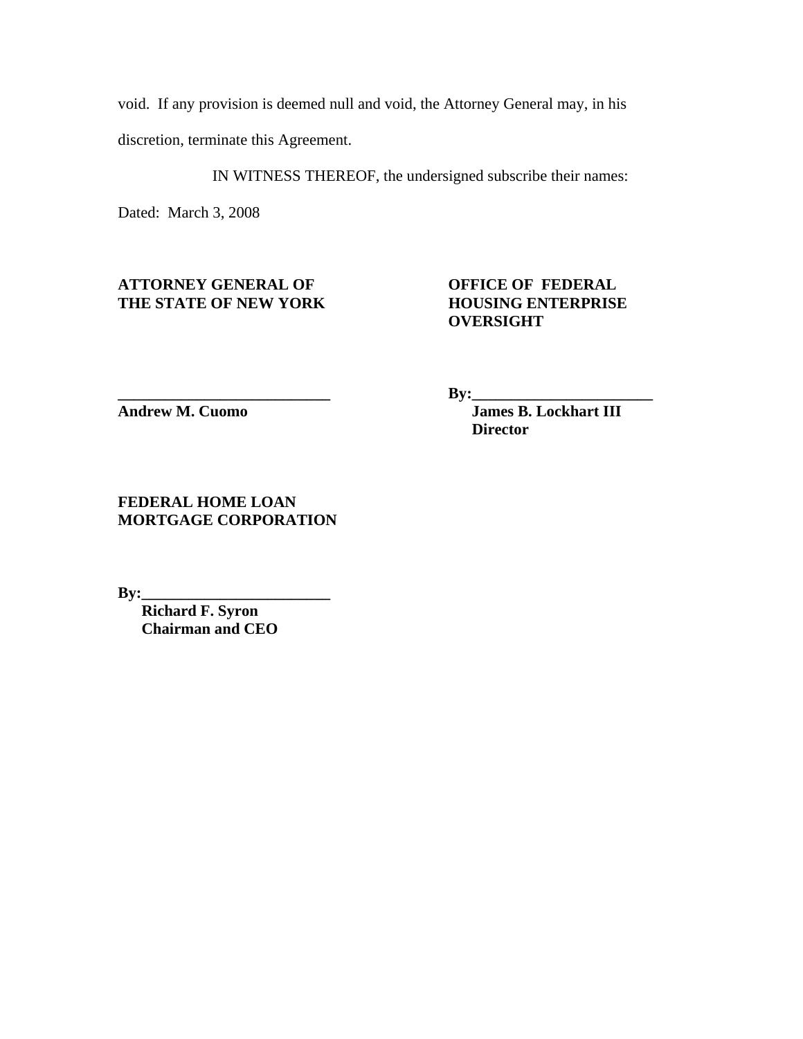void. If any provision is deemed null and void, the Attorney General may, in his discretion, terminate this Agreement.

IN WITNESS THEREOF, the undersigned subscribe their names:

Dated: March 3, 2008

**ATTORNEY GENERAL OF THE STATE OF NEW YORK**

___________________________
**Andrew M. Cuomo**

**OFFICE OF FEDERAL HOUSING ENTERPRISE OVERSIGHT**

**By:_______________________**
**James B. Lockhart III**
**Director**

**FEDERAL HOME LOAN MORTGAGE CORPORATION**

**By:_______________________**
**Richard F. Syron**
**Chairman and CEO**